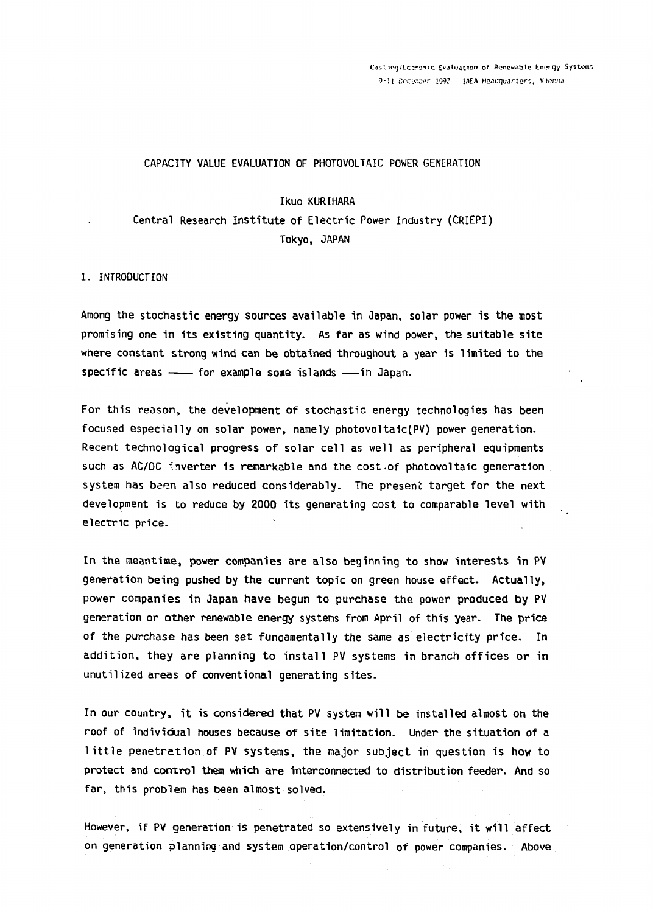Costing/Economic Evaluation of Renewable Energy Systems
9-11 December 1992 IAEA Headquarters, Vienna

# CAPACITY VALUE EVALUATION OF PHOTOVOLTAIC POWER GENERATION

Ikuo KURIHARA

Central Research Institute of Electric Power Industry (CRIEPI)

Tokyo, JAPAN

## 1. INTRODUCTION

Among the stochastic energy sources available in Japan, solar power is the most promising one in its existing quantity. As far as wind power, the suitable site where constant strong wind can be obtained throughout a year is limited to the specific areas —— for example some islands ——in Japan.

For this reason, the development of stochastic energy technologies has been focused especially on solar power, namely photovoltaic(PV) power generation. Recent technological progress of solar cell as well as peripheral equipments such as AC/DC inverter is remarkable and the cost of photovoltaic generation system has been also reduced considerably. The present target for the next development is to reduce by 2000 its generating cost to comparable level with electric price.

In the meantime, power companies are also beginning to show interests in PV generation being pushed by the current topic on green house effect. Actually, power companies in Japan have begun to purchase the power produced by PV generation or other renewable energy systems from April of this year. The price of the purchase has been set fundamentally the same as electricity price. In addition, they are planning to install PV systems in branch offices or in unutilized areas of conventional generating sites.

In our country, it is considered that PV system will be installed almost on the roof of individual houses because of site limitation. Under the situation of a little penetration of PV systems, the major subject in question is how to protect and control them which are interconnected to distribution feeder. And so far, this problem has been almost solved.

However, if PV generation is penetrated so extensively in future, it will affect on generation planning and system operation/control of power companies. Above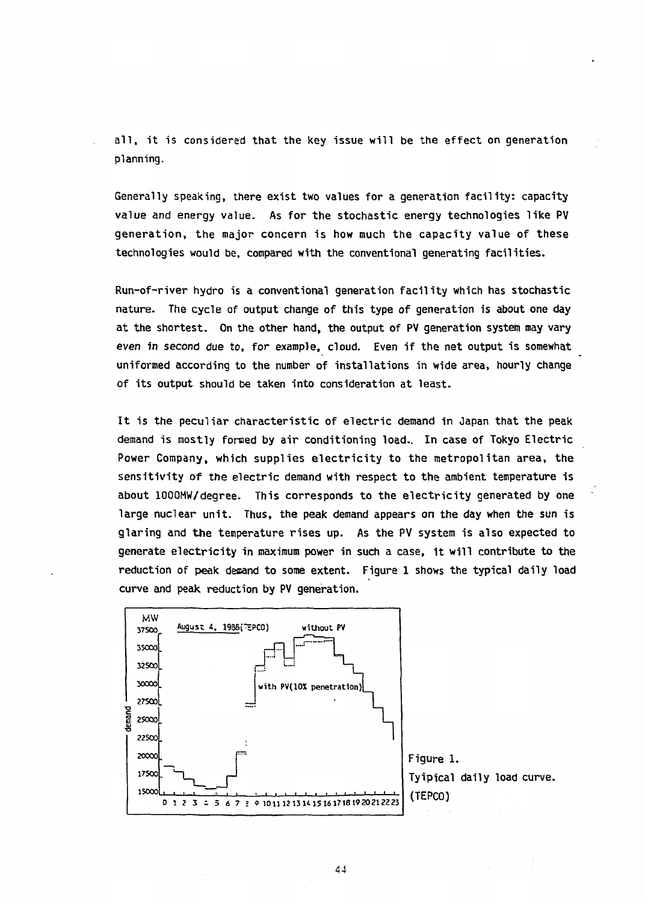all, it is considered that the key issue will be the effect on generation planning.

Generally speaking, there exist two values for a generation facility: capacity value and energy value. As for the stochastic energy technologies like PV generation, the major concern is how much the capacity value of these technologies would be, compared with the conventional generating facilities.

Run-of-river hydro is a conventional generation facility which has stochastic nature. The cycle of output change of this type of generation is about one day at the shortest. On the other hand, the output of PV generation system may vary even in second due to, for example, cloud. Even if the net output is somewhat uniformed according to the number of installations in wide area, hourly change of its output should be taken into consideration at least.

It is the peculiar characteristic of electric demand in Japan that the peak demand is mostly formed by air conditioning load.. In case of Tokyo Electric Power Company, which supplies electricity to the metropolitan area, the sensitivity of the electric demand with respect to the ambient temperature is about 1000MW/degree. This corresponds to the electricity generated by one large nuclear unit. Thus, the peak demand appears on the day when the sun is glaring and the temperature rises up. As the PV system is also expected to generate electricity in maximum power in such a case, it will contribute to the reduction of peak demand to some extent. Figure 1 shows the typical daily load curve and peak reduction by PV generation.

Figure 1. Tyipical daily load curve. (TEPCO)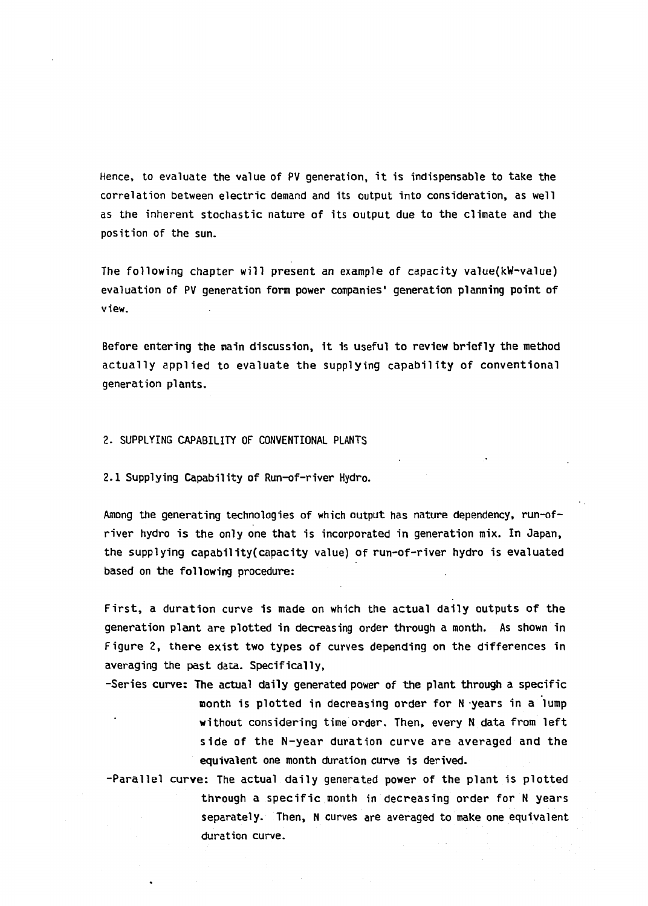Hence, to evaluate the value of PV generation, it is indispensable to take the correlation between electric demand and its output into consideration, as well as the inherent stochastic nature of its output due to the climate and the position of the sun.

The following chapter will present an example of capacity value(kW-value) evaluation of PV generation form power companies' generation planning point of view.

Before entering the main discussion, it is useful to review briefly the method actually applied to evaluate the supplying capability of conventional generation plants.

## 2. SUPPLYING CAPABILITY OF CONVENTIONAL PLANTS

### 2.1 Supplying Capability of Run-of-river Hydro.

Among the generating technologies of which output has nature dependency, run-of-river hydro is the only one that is incorporated in generation mix. In Japan, the supplying capability(capacity value) of run-of-river hydro is evaluated based on the following procedure:

First, a duration curve is made on which the actual daily outputs of the generation plant are plotted in decreasing order through a month. As shown in Figure 2, there exist two types of curves depending on the differences in averaging the past data. Specifically,

- -Series curve: The actual daily generated power of the plant through a specific month is plotted in decreasing order for N years in a lump without considering time order. Then, every N data from left side of the N-year duration curve are averaged and the equivalent one month duration curve is derived.
- -Parallel curve: The actual daily generated power of the plant is plotted through a specific month in decreasing order for N years separately. Then, N curves are averaged to make one equivalent duration curve.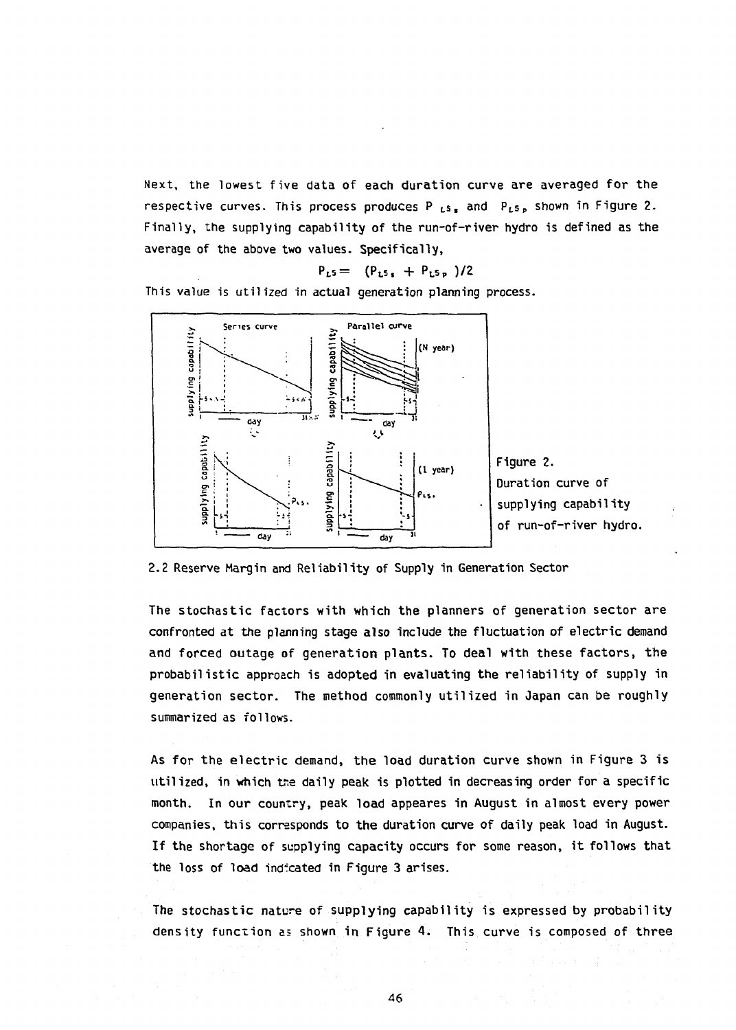Next, the lowest five data of each duration curve are averaged for the respective curves. This process produces $P_{LS_s}$ and $P_{LS_p}$ shown in Figure 2. Finally, the supplying capability of the run-of-river hydro is defined as the average of the above two values. Specifically,

$$P_{LS} = (P_{LS_s} + P_{LS_p})/2$$

This value is utilized in actual generation planning process.

Figure 2.
Duration curve of supplying capability of run-of-river hydro.

## 2.2 Reserve Margin and Reliability of Supply in Generation Sector

The stochastic factors with which the planners of generation sector are confronted at the planning stage also include the fluctuation of electric demand and forced outage of generation plants. To deal with these factors, the probabilistic approach is adopted in evaluating the reliability of supply in generation sector. The method commonly utilized in Japan can be roughly summarized as follows.

As for the electric demand, the load duration curve shown in Figure 3 is utilized, in which the daily peak is plotted in decreasing order for a specific month. In our country, peak load appeares in August in almost every power companies, this corresponds to the duration curve of daily peak load in August. If the shortage of supplying capacity occurs for some reason, it follows that the loss of load indicated in Figure 3 arises.

The stochastic nature of supplying capability is expressed by probability density function as shown in Figure 4. This curve is composed of three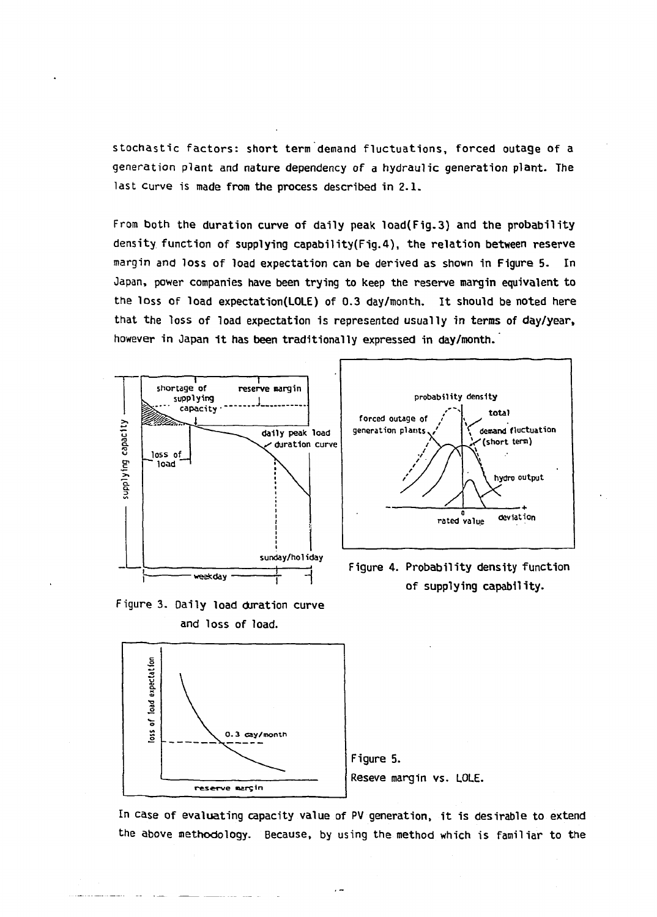stochastic factors: short term demand fluctuations, forced outage of a generation plant and nature dependency of a hydraulic generation plant. The last curve is made from the process described in 2.1.

From both the duration curve of daily peak load(Fig.3) and the probability density function of supplying capability(Fig.4), the relation between reserve margin and loss of load expectation can be derived as shown in Figure 5. In Japan, power companies have been trying to keep the reserve margin equivalent to the loss of load expectation(LOLE) of 0.3 day/month. It should be noted here that the loss of load expectation is represented usually in terms of day/year, however in Japan it has been traditionally expressed in day/month.

Figure 3. Daily load duration curve and loss of load.

Figure 4. Probability density function of supplying capability.

Figure 5. Reseve margin vs. LOLE.

In case of evaluating capacity value of PV generation, it is desirable to extend the above methodology. Because, by using the method which is familiar to the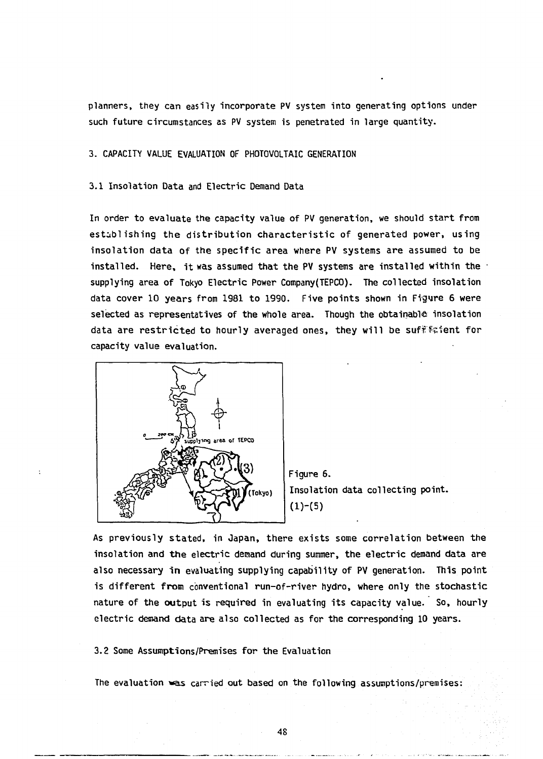planners, they can easily incorporate PV system into generating options under such future circumstances as PV system is penetrated in large quantity.

## 3. CAPACITY VALUE EVALUATION OF PHOTOVOLTAIC GENERATION

### 3.1 Insolation Data and Electric Demand Data

In order to evaluate the capacity value of PV generation, we should start from establishing the distribution characteristic of generated power, using insolation data of the specific area where PV systems are assumed to be installed. Here, it was assumed that the PV systems are installed within the supplying area of Tokyo Electric Power Company(TEPCO). The collected insolation data cover 10 years from 1981 to 1990. Five points shown in Figure 6 were selected as representatives of the whole area. Though the obtainable insolation data are restricted to hourly averaged ones, they will be sufficient for capacity value evaluation.

Figure 6. Insolation data collecting point. (1)-(5)

As previously stated, in Japan, there exists some correlation between the insolation and the electric demand during summer, the electric demand data are also necessary in evaluating supplying capability of PV generation. This point is different from conventional run-of-river hydro, where only the stochastic nature of the output is required in evaluating its capacity value. So, hourly electric demand data are also collected as for the corresponding 10 years.

### 3.2 Some Assumptions/Premises for the Evaluation

The evaluation was carried out based on the following assumptions/premises: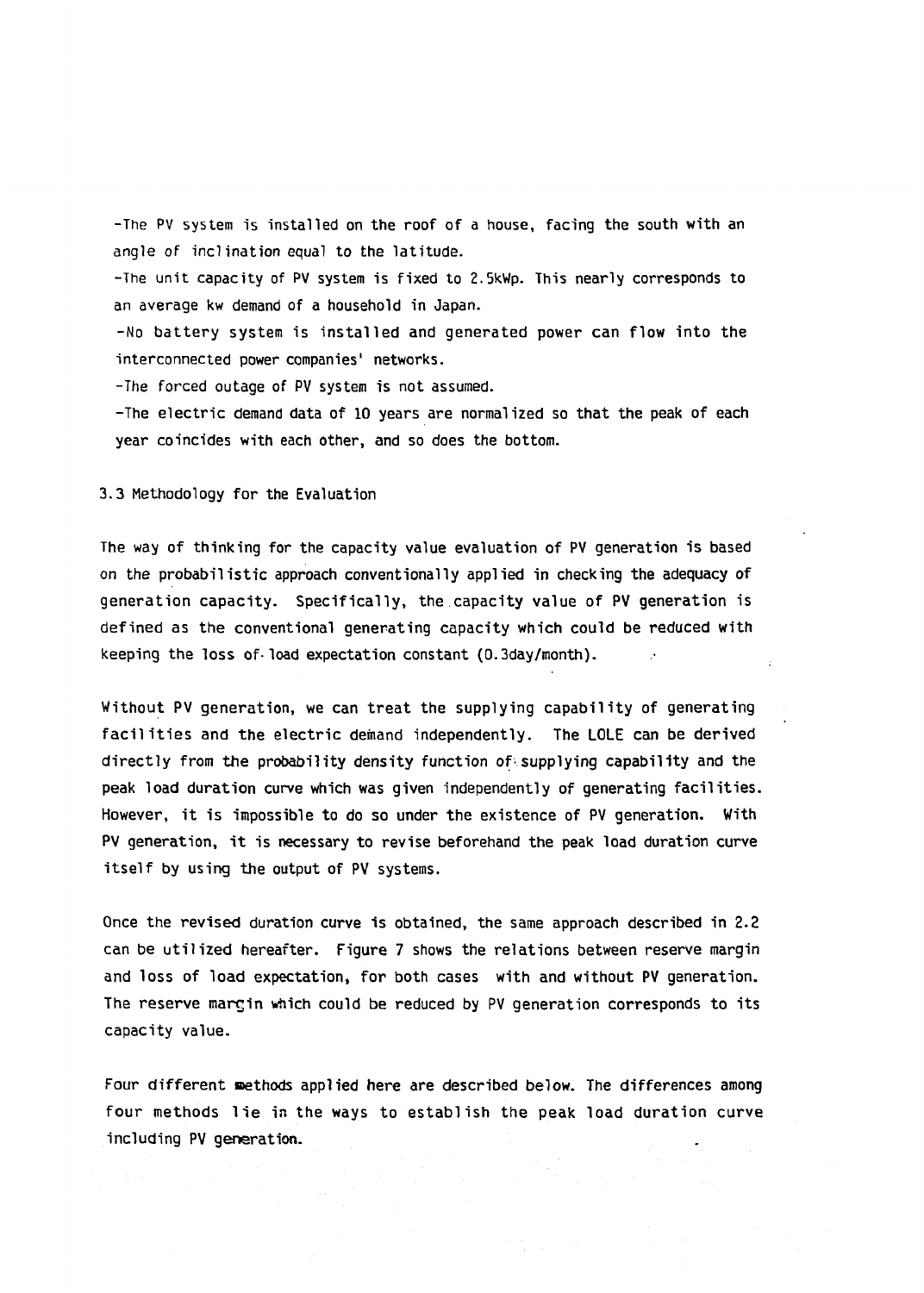-The PV system is installed on the roof of a house, facing the south with an angle of inclination equal to the latitude.

-The unit capacity of PV system is fixed to 2.5kWp. This nearly corresponds to an average kw demand of a household in Japan.

-No battery system is installed and generated power can flow into the interconnected power companies' networks.

-The forced outage of PV system is not assumed.

-The electric demand data of 10 years are normalized so that the peak of each year coincides with each other, and so does the bottom.

### 3.3 Methodology for the Evaluation

The way of thinking for the capacity value evaluation of PV generation is based on the probabilistic approach conventionally applied in checking the adequacy of generation capacity. Specifically, the capacity value of PV generation is defined as the conventional generating capacity which could be reduced with keeping the loss of load expectation constant (0.3day/month).

Without PV generation, we can treat the supplying capability of generating facilities and the electric demand independently. The LOLE can be derived directly from the probability density function of supplying capability and the peak load duration curve which was given independently of generating facilities. However, it is impossible to do so under the existence of PV generation. With PV generation, it is necessary to revise beforehand the peak load duration curve itself by using the output of PV systems.

Once the revised duration curve is obtained, the same approach described in 2.2 can be utilized hereafter. Figure 7 shows the relations between reserve margin and loss of load expectation, for both cases with and without PV generation. The reserve margin which could be reduced by PV generation corresponds to its capacity value.

Four different methods applied here are described below. The differences among four methods lie in the ways to establish the peak load duration curve including PV generation.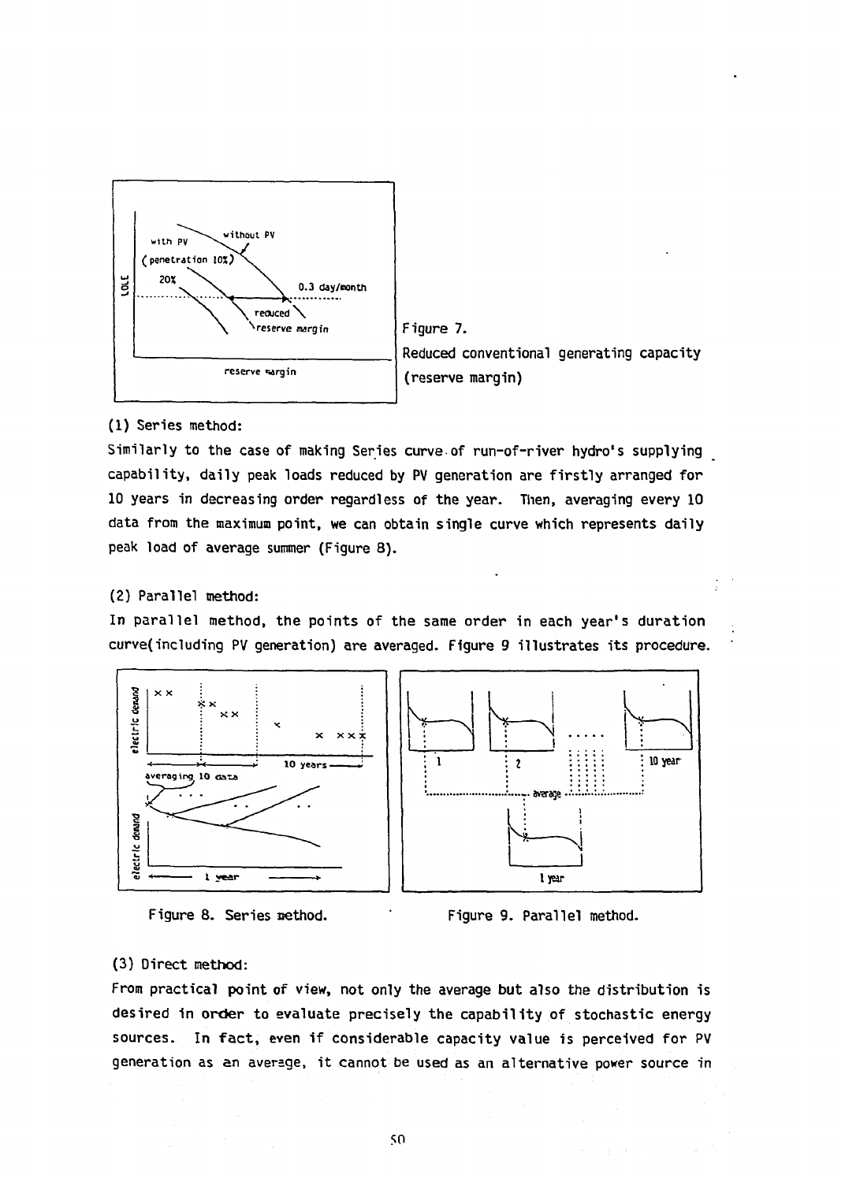Figure 7.
Reduced conventional generating capacity (reserve margin)

(1) Series method:

Similarly to the case of making Series curve of run-of-river hydro's supplying capability, daily peak loads reduced by PV generation are firstly arranged for 10 years in decreasing order regardless of the year. Then, averaging every 10 data from the maximum point, we can obtain single curve which represents daily peak load of average summer (Figure 8).

(2) Parallel method:

In parallel method, the points of the same order in each year's duration curve(including PV generation) are averaged. Figure 9 illustrates its procedure.

Figure 8. Series method.

Figure 9. Parallel method.

(3) Direct method:

From practical point of view, not only the average but also the distribution is desired in order to evaluate precisely the capability of stochastic energy sources. In fact, even if considerable capacity value is perceived for PV generation as an average, it cannot be used as an alternative power source in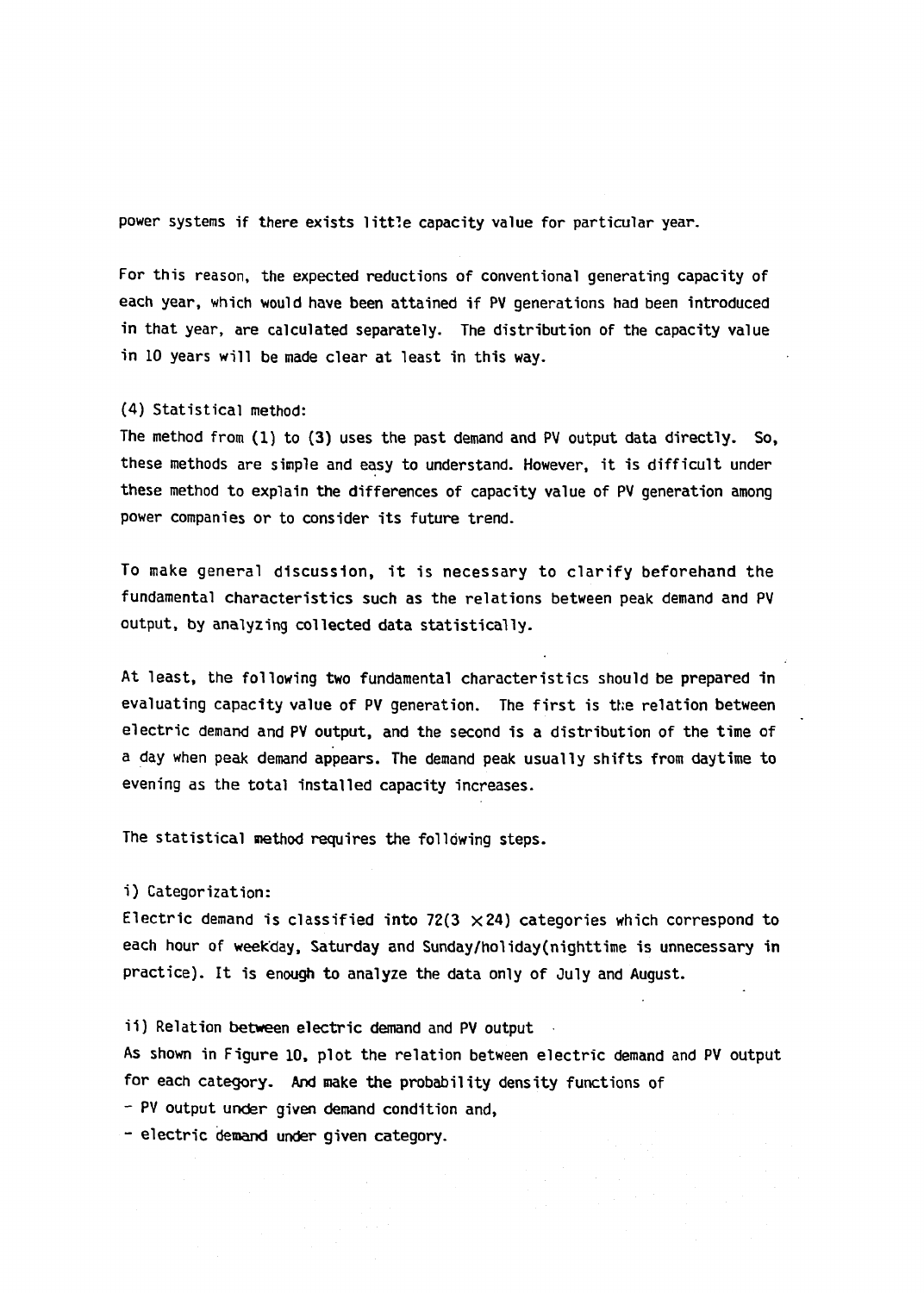power systems if there exists little capacity value for particular year.

For this reason, the expected reductions of conventional generating capacity of each year, which would have been attained if PV generations had been introduced in that year, are calculated separately. The distribution of the capacity value in 10 years will be made clear at least in this way.

(4) Statistical method:

The method from (1) to (3) uses the past demand and PV output data directly. So, these methods are simple and easy to understand. However, it is difficult under these method to explain the differences of capacity value of PV generation among power companies or to consider its future trend.

To make general discussion, it is necessary to clarify beforehand the fundamental characteristics such as the relations between peak demand and PV output, by analyzing collected data statistically.

At least, the following two fundamental characteristics should be prepared in evaluating capacity value of PV generation. The first is the relation between electric demand and PV output, and the second is a distribution of the time of a day when peak demand appears. The demand peak usually shifts from daytime to evening as the total installed capacity increases.

The statistical method requires the following steps.

i) Categorization:

Electric demand is classified into 72($3 \times 24$) categories which correspond to each hour of weekday, Saturday and Sunday/holiday(nighttime is unnecessary in practice). It is enough to analyze the data only of July and August.

ii) Relation between electric demand and PV output

As shown in Figure 10, plot the relation between electric demand and PV output for each category. And make the probability density functions of

- PV output under given demand condition and,
- electric demand under given category.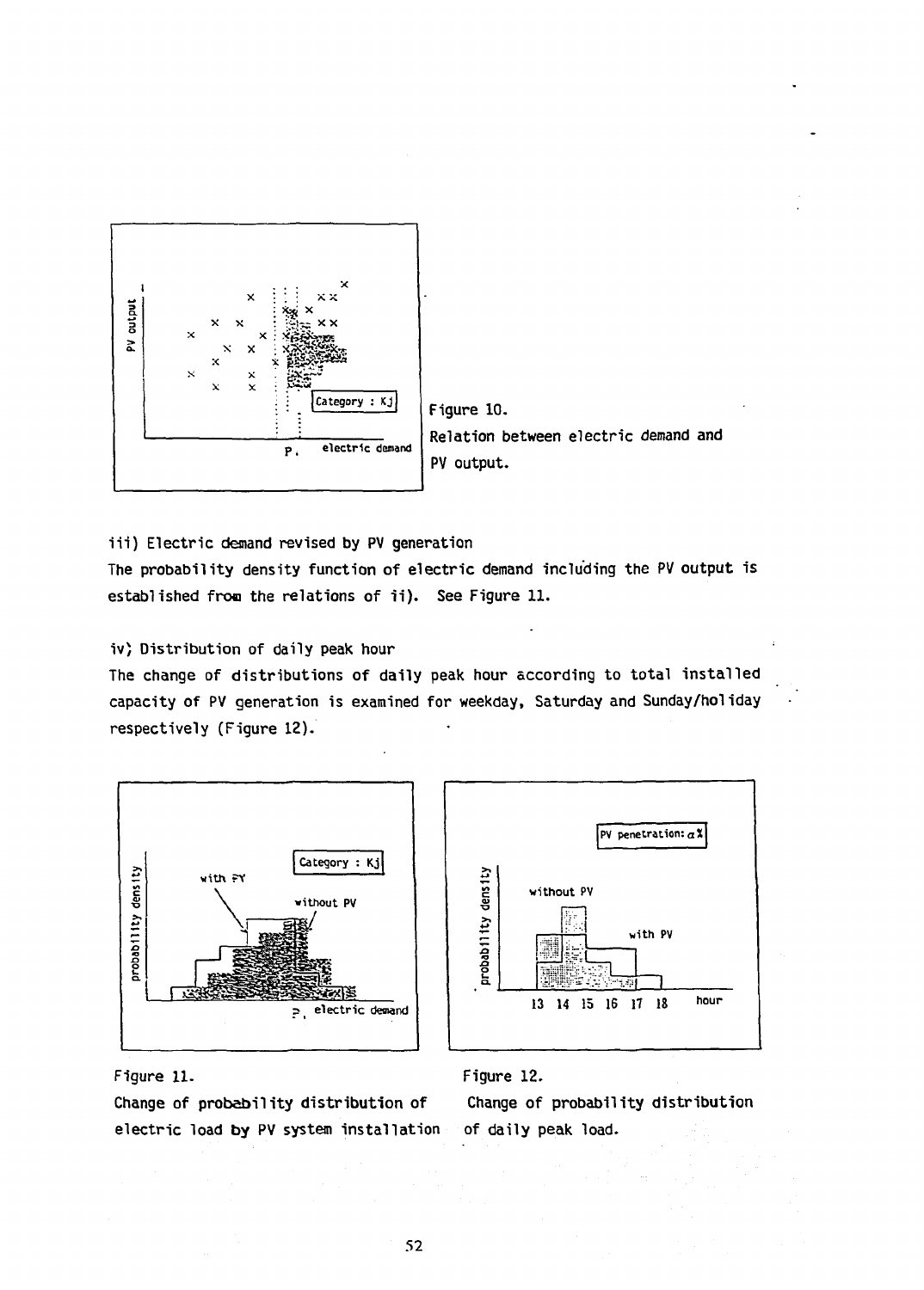Figure 10.
Relation between electric demand and PV output.

iii) Electric demand revised by PV generation
The probability density function of electric demand including the PV output is established from the relations of ii). See Figure 11.

iv) Distribution of daily peak hour
The change of distributions of daily peak hour according to total installed capacity of PV generation is examined for weekday, Saturday and Sunday/holiday respectively (Figure 12).

Figure 11.
Change of probability distribution of electric load by PV system installation

Figure 12.
Change of probability distribution of daily peak load.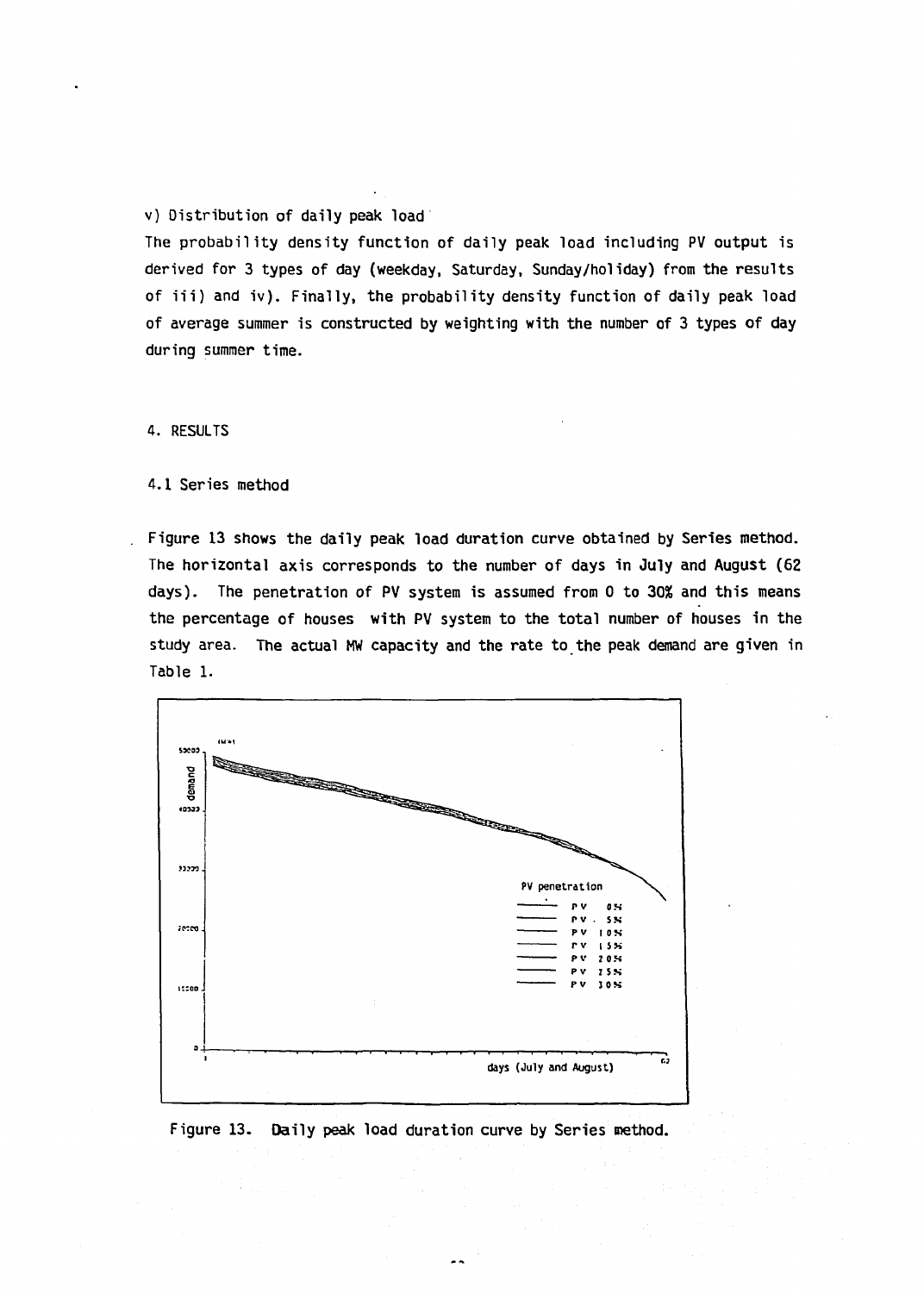v) Distribution of daily peak load

The probability density function of daily peak load including PV output is derived for 3 types of day (weekday, Saturday, Sunday/holiday) from the results of iii) and iv). Finally, the probability density function of daily peak load of average summer is constructed by weighting with the number of 3 types of day during summer time.

## 4. RESULTS

### 4.1 Series method

Figure 13 shows the daily peak load duration curve obtained by Series method. The horizontal axis corresponds to the number of days in July and August (62 days). The penetration of PV system is assumed from 0 to 30% and this means the percentage of houses with PV system to the total number of houses in the study area. The actual MW capacity and the rate to the peak demand are given in Table 1.

Figure 13. Daily peak load duration curve by Series method.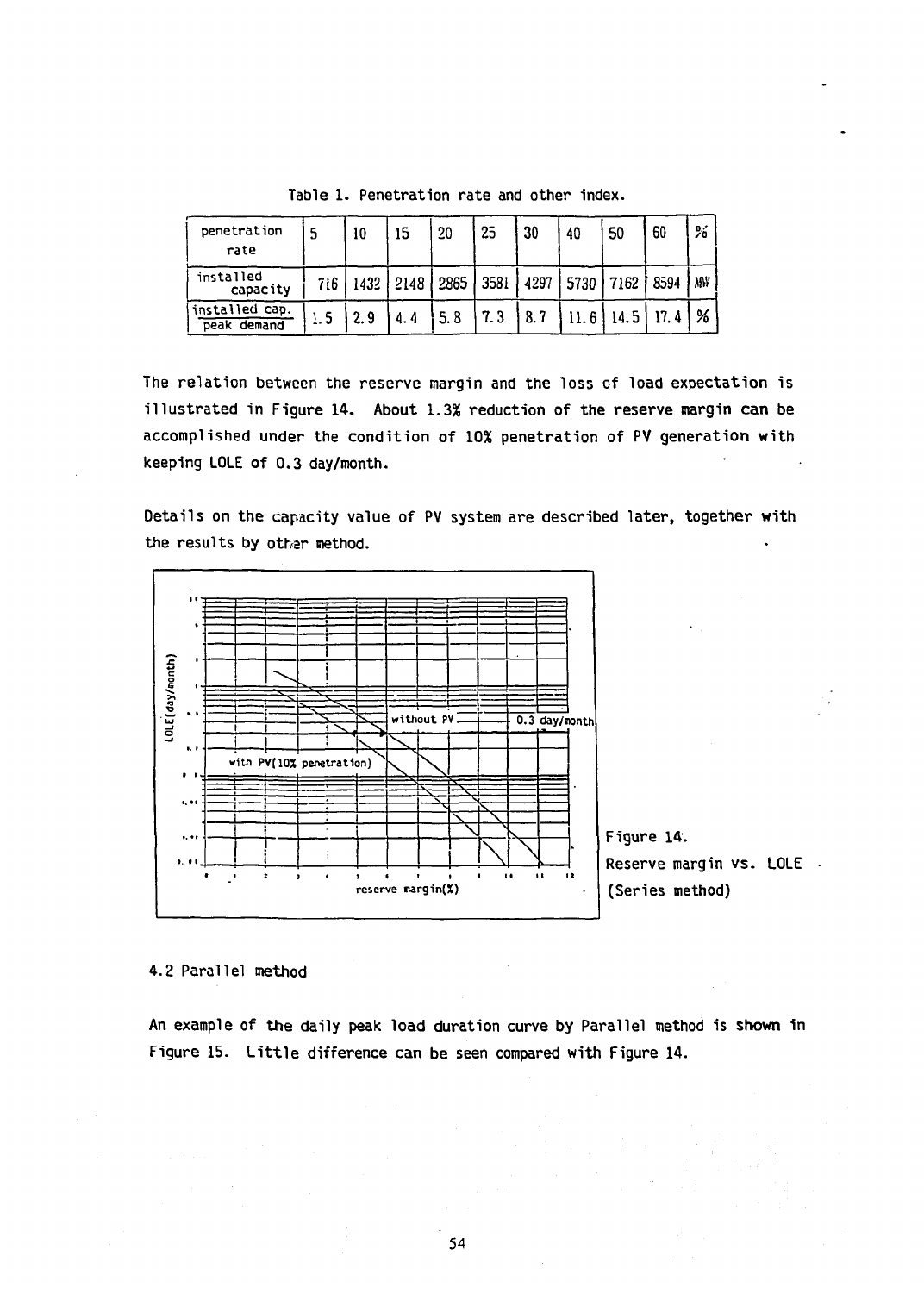Table 1. Penetration rate and other index.

| penetration rate | 5 | 10 | 15 | 20 | 25 | 30 | 40 | 50 | 60 | % |
|---|---|---|---|---|---|---|---|---|---|---|
| installed capacity | 716 | 1432 | 2148 | 2865 | 3581 | 4297 | 5730 | 7162 | 8594 | MW |
| installed cap. / peak demand | 1.5 | 2.9 | 4.4 | 5.8 | 7.3 | 8.7 | 11.6 | 14.5 | 17.4 | % |

The relation between the reserve margin and the loss of load expectation is illustrated in Figure 14. About 1.3% reduction of the reserve margin can be accomplished under the condition of 10% penetration of PV generation with keeping LOLE of 0.3 day/month.

Details on the capacity value of PV system are described later, together with the results by other method.

Figure 14. Reserve margin vs. LOLE (Series method)

4.2 Parallel method

An example of the daily peak load duration curve by Parallel method is shown in Figure 15. Little difference can be seen compared with Figure 14.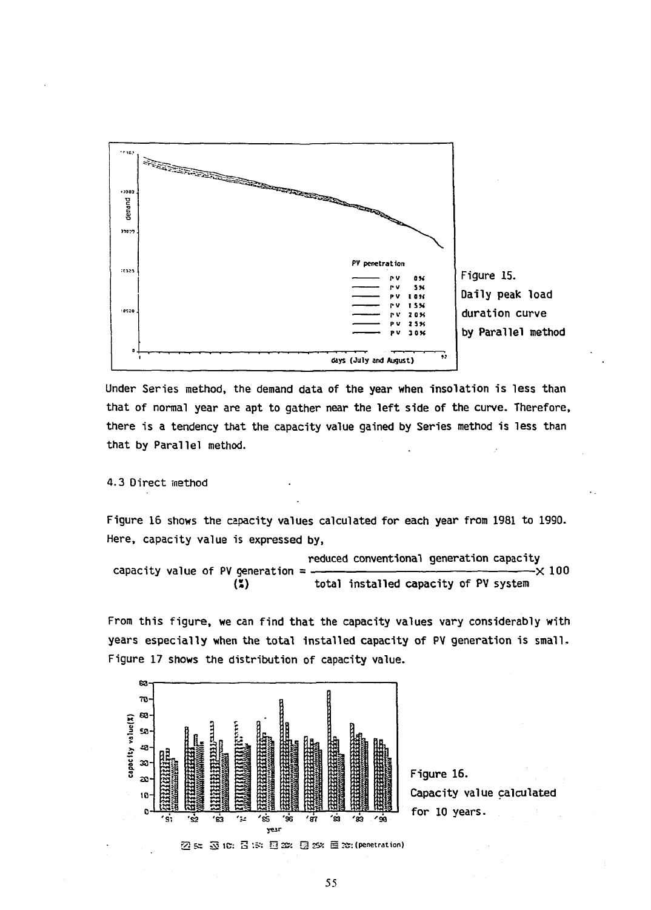Figure 15.
Daily peak load duration curve by Parallel method

Under Series method, the demand data of the year when insolation is less than that of normal year are apt to gather near the left side of the curve. Therefore, there is a tendency that the capacity value gained by Series method is less than that by Parallel method.

### 4.3 Direct method

Figure 16 shows the capacity values calculated for each year from 1981 to 1990. Here, capacity value is expressed by,

$$\text{capacity value of PV generation (\%)} = \frac{\text{reduced conventional generation capacity}}{\text{total installed capacity of PV system}} \times 100$$

From this figure, we can find that the capacity values vary considerably with years especially when the total installed capacity of PV generation is small. Figure 17 shows the distribution of capacity value.

Figure 16.
Capacity value calculated for 10 years.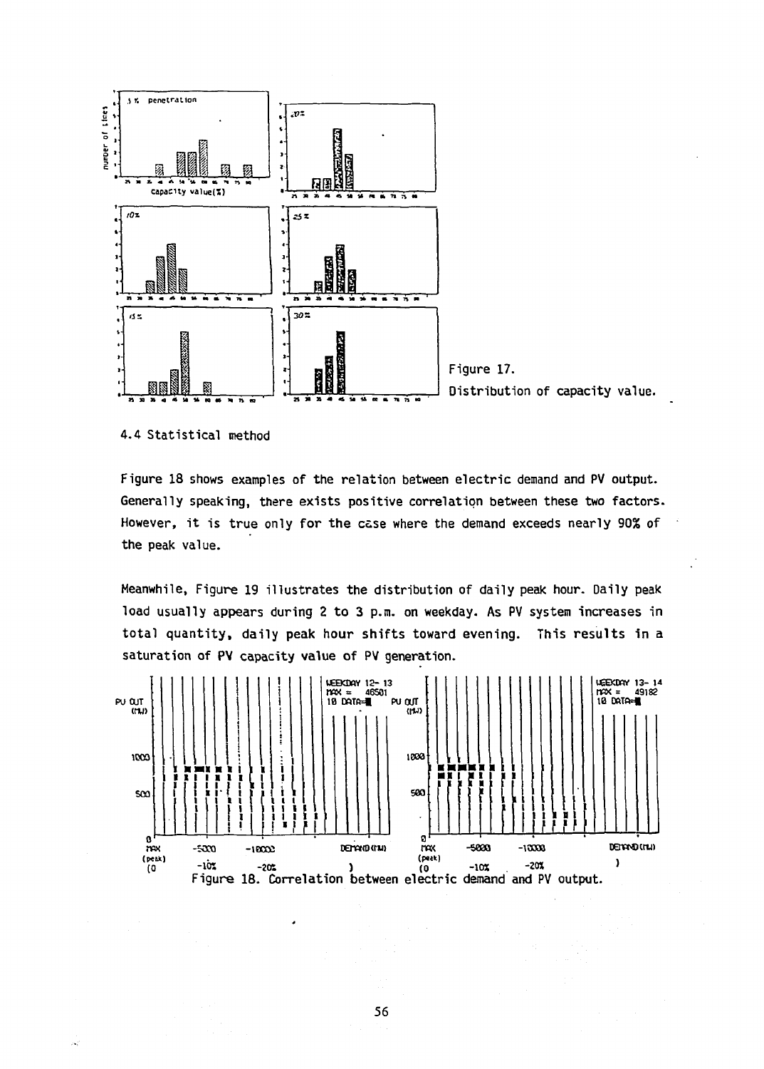Figure 17.
Distribution of capacity value.

4.4 Statistical method

Figure 18 shows examples of the relation between electric demand and PV output. Generally speaking, there exists positive correlation between these two factors. However, it is true only for the case where the demand exceeds nearly 90% of the peak value.

Meanwhile, Figure 19 illustrates the distribution of daily peak hour. Daily peak load usually appears during 2 to 3 p.m. on weekday. As PV system increases in total quantity, daily peak hour shifts toward evening. This results in a saturation of PV capacity value of PV generation.

Figure 18. Correlation between electric demand and PV output.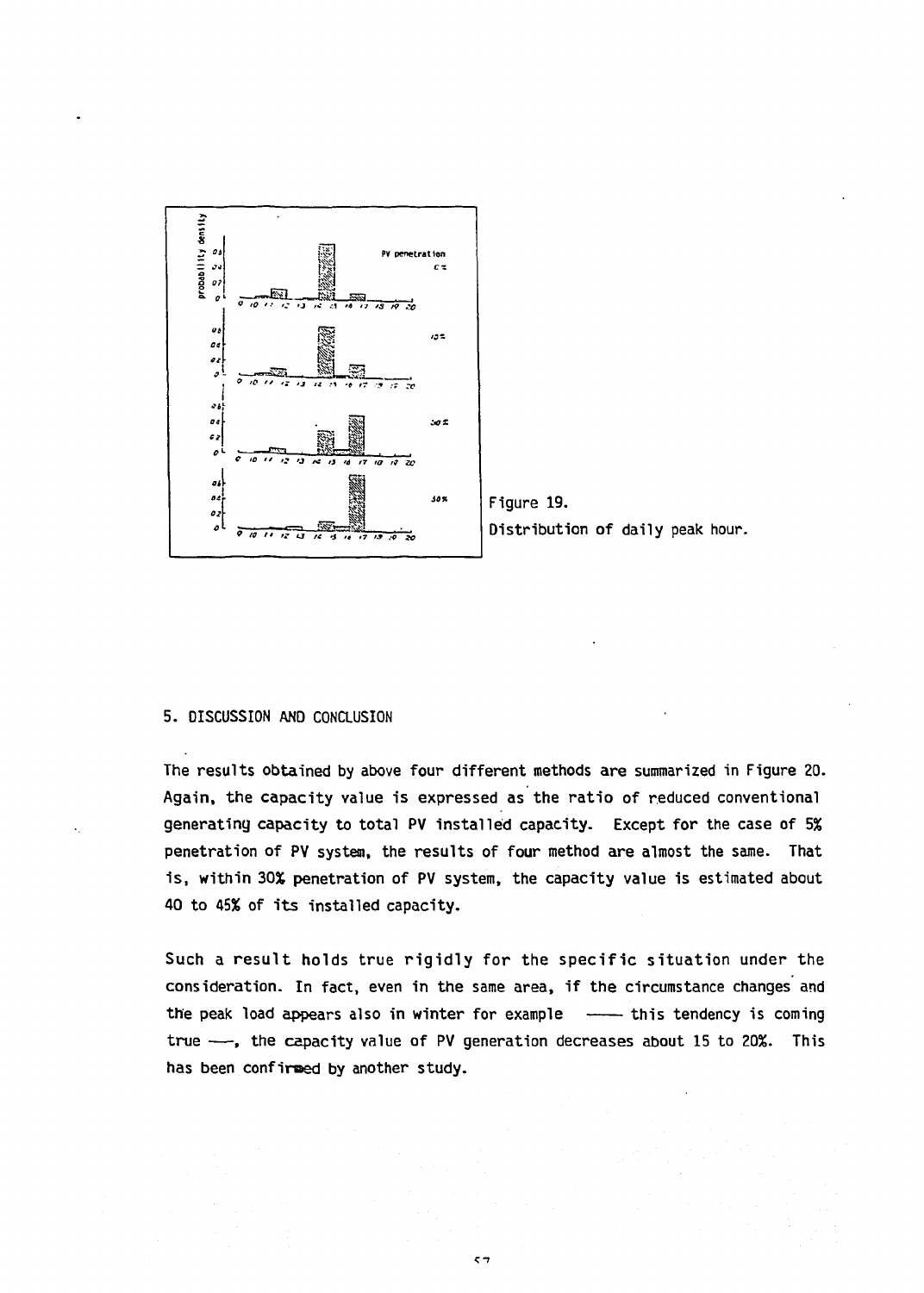Figure 19.
Distribution of daily peak hour.

## 5. DISCUSSION AND CONCLUSION

The results obtained by above four different methods are summarized in Figure 20. Again, the capacity value is expressed as the ratio of reduced conventional generating capacity to total PV installed capacity. Except for the case of 5% penetration of PV system, the results of four method are almost the same. That is, within 30% penetration of PV system, the capacity value is estimated about 40 to 45% of its installed capacity.

Such a result holds true rigidly for the specific situation under the consideration. In fact, even in the same area, if the circumstance changes and the peak load appears also in winter for example —— this tendency is coming true ——, the capacity value of PV generation decreases about 15 to 20%. This has been confirmed by another study.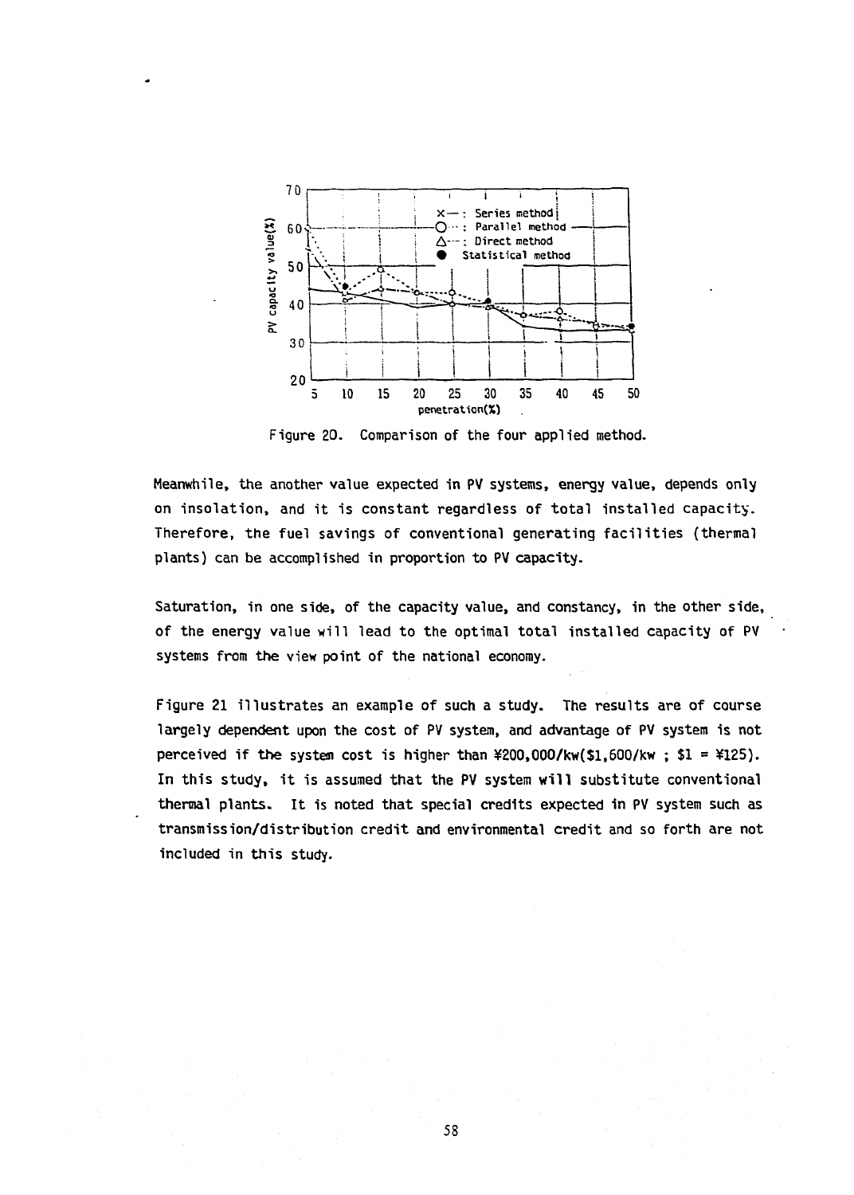Figure 20. Comparison of the four applied method.

Meanwhile, the another value expected in PV systems, energy value, depends only on insolation, and it is constant regardless of total installed capacity. Therefore, the fuel savings of conventional generating facilities (thermal plants) can be accomplished in proportion to PV capacity.

Saturation, in one side, of the capacity value, and constancy, in the other side, of the energy value will lead to the optimal total installed capacity of PV systems from the view point of the national economy.

Figure 21 illustrates an example of such a study. The results are of course largely dependent upon the cost of PV system, and advantage of PV system is not perceived if the system cost is higher than ¥200,000/kw($1,600/kw ; $1 = ¥125). In this study, it is assumed that the PV system will substitute conventional thermal plants. It is noted that special credits expected in PV system such as transmission/distribution credit and environmental credit and so forth are not included in this study.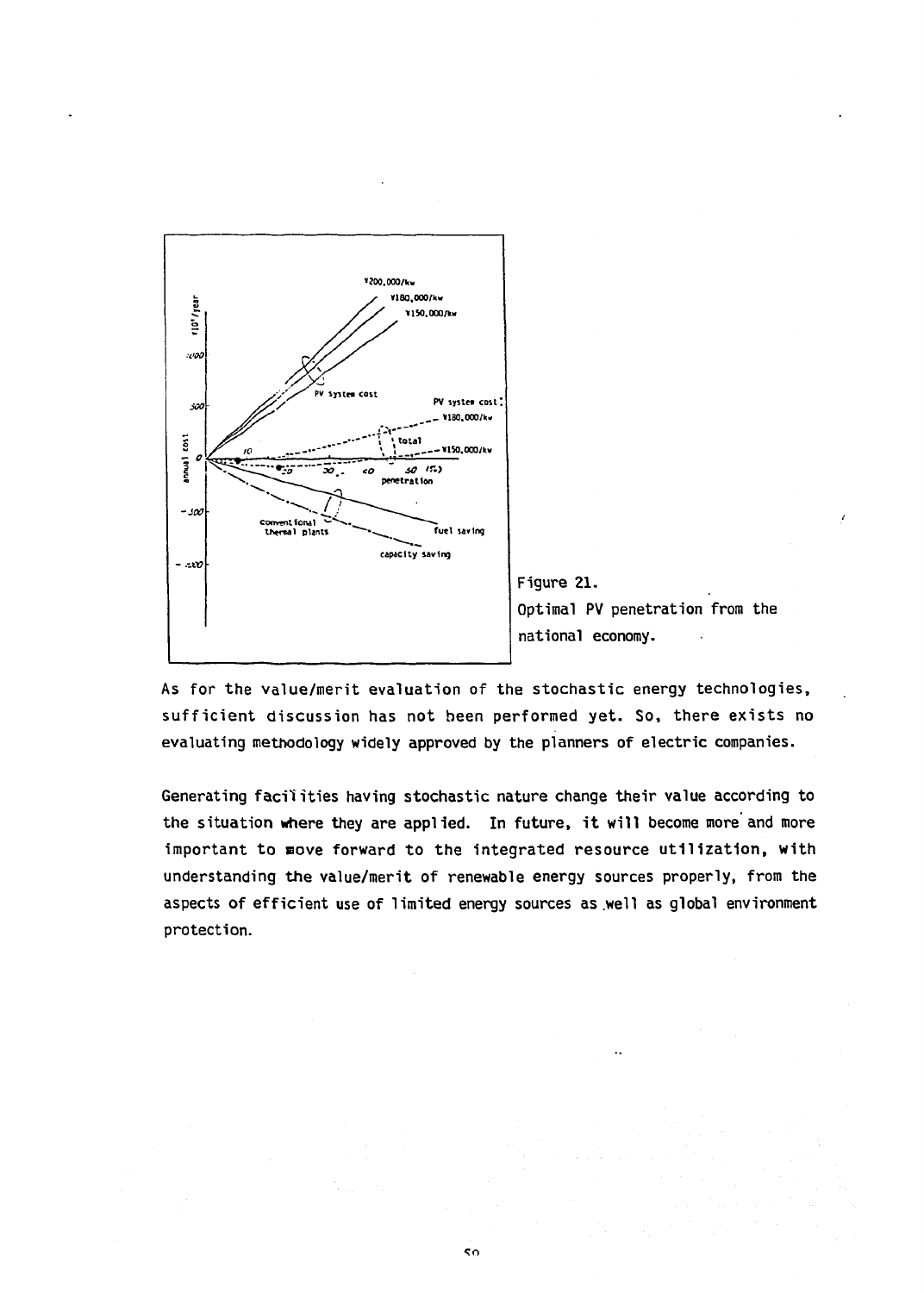¥200,000/kw
¥180,000/kw
¥150,000/kw
¥10⁹/year
1000
500
0
-500
-1000
annual cost
PV system cost
PV system cost:
¥180,000/kw
total
¥150,000/kw
10
20
30
40
50 (%)
penetration
conventional thermal plants
fuel saving
capacity saving

Figure 21.
Optimal PV penetration from the national economy.

As for the value/merit evaluation of the stochastic energy technologies, sufficient discussion has not been performed yet. So, there exists no evaluating methodology widely approved by the planners of electric companies.

Generating facilities having stochastic nature change their value according to the situation where they are applied. In future, it will become more and more important to move forward to the integrated resource utilization, with understanding the value/merit of renewable energy sources properly, from the aspects of efficient use of limited energy sources as well as global environment protection.